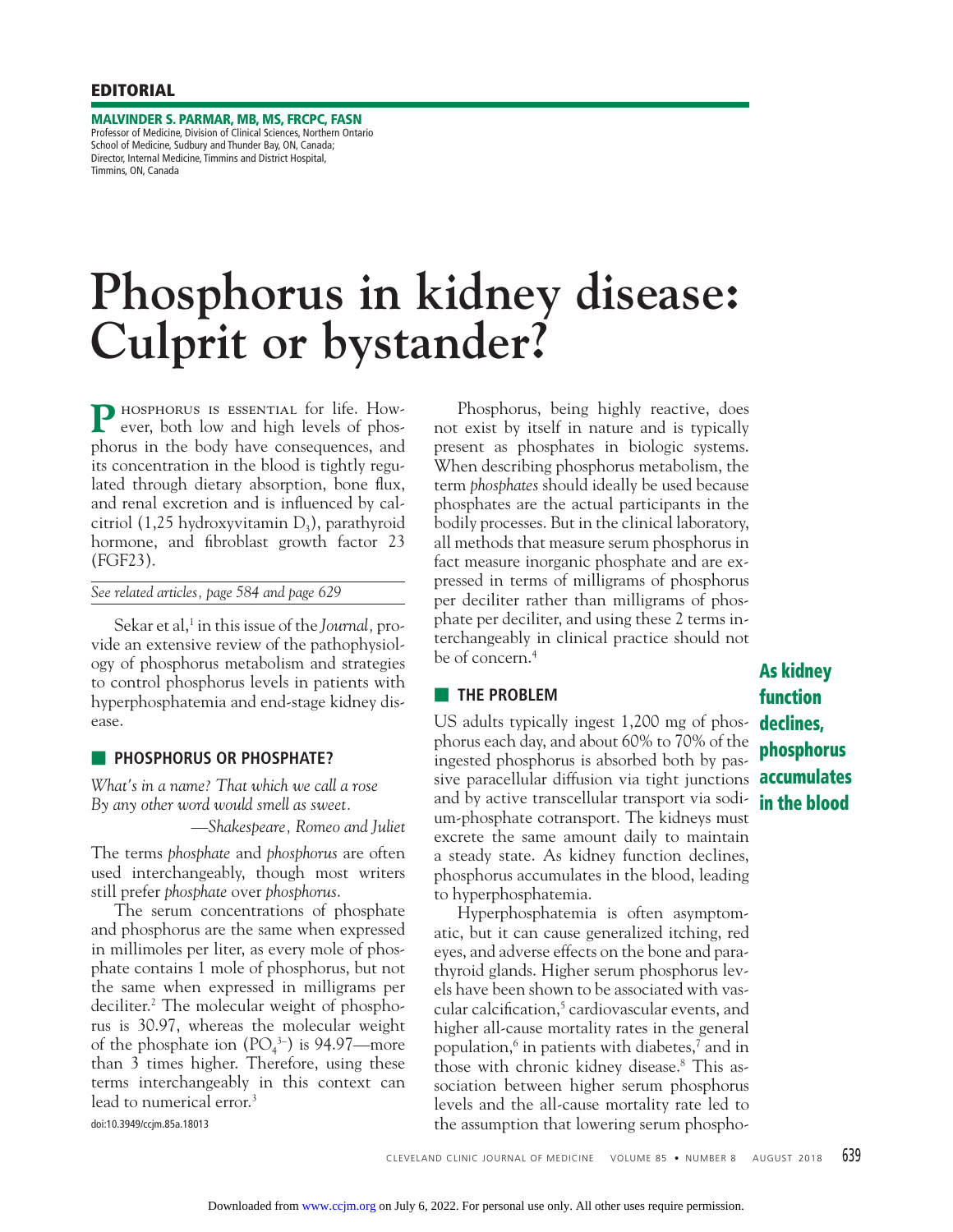EDITORIAL

**MALVINDER S. PARMAR, MB, MS, FRCPC, FASN**
Professor of Medicine, Division of Clinical Sciences, Northern Ontario School of Medicine, Sudbury and Thunder Bay, ON, Canada; Director, Internal Medicine, Timmins and District Hospital, Timmins, ON, Canada

# Phosphorus in kidney disease: Culprit or bystander?

PHOSPHORUS IS ESSENTIAL for life. However, both low and high levels of phosphorus in the body have consequences, and its concentration in the blood is tightly regulated through dietary absorption, bone flux, and renal excretion and is influenced by calcitriol (1,25 hydroxyvitamin $D_3$), parathyroid hormone, and fibroblast growth factor 23 (FGF23).

*See related articles, page 584 and page 629*

Sekar et al,[1] in this issue of the *Journal*, provide an extensive review of the pathophysiology of phosphorus metabolism and strategies to control phosphorus levels in patients with hyperphosphatemia and end-stage kidney disease.

## PHOSPHORUS OR PHOSPHATE?

*What's in a name? That which we call a rose*
*By any other word would smell as sweet.*

*—Shakespeare, Romeo and Juliet*

The terms *phosphate* and *phosphorus* are often used interchangeably, though most writers still prefer *phosphate* over *phosphorus*.

The serum concentrations of phosphate and phosphorus are the same when expressed in millimoles per liter, as every mole of phosphate contains 1 mole of phosphorus, but not the same when expressed in milligrams per deciliter.[2] The molecular weight of phosphorus is 30.97, whereas the molecular weight of the phosphate ion ($PO_4^{3-}$) is 94.97—more than 3 times higher. Therefore, using these terms interchangeably in this context can lead to numerical error.[3]

Phosphorus, being highly reactive, does not exist by itself in nature and is typically present as phosphates in biologic systems. When describing phosphorus metabolism, the term *phosphates* should ideally be used because phosphates are the actual participants in the bodily processes. But in the clinical laboratory, all methods that measure serum phosphorus in fact measure inorganic phosphate and are expressed in terms of milligrams of phosphorus per deciliter rather than milligrams of phosphate per deciliter, and using these 2 terms interchangeably in clinical practice should not be of concern.[4]

## THE PROBLEM

US adults typically ingest 1,200 mg of phosphorus each day, and about 60% to 70% of the ingested phosphorus is absorbed both by passive paracellular diffusion via tight junctions and by active transcellular transport via sodium-phosphate cotransport. The kidneys must excrete the same amount daily to maintain a steady state. As kidney function declines, phosphorus accumulates in the blood, leading to hyperphosphatemia.

**As kidney function declines, phosphorus accumulates in the blood**

Hyperphosphatemia is often asymptomatic, but it can cause generalized itching, red eyes, and adverse effects on the bone and parathyroid glands. Higher serum phosphorus levels have been shown to be associated with vascular calcification,[5] cardiovascular events, and higher all-cause mortality rates in the general population,[6] in patients with diabetes,[7] and in those with chronic kidney disease.[8] This association between higher serum phosphorus levels and the all-cause mortality rate led to the assumption that lowering serum phospho-

doi:10.3949/ccjm.85a.18013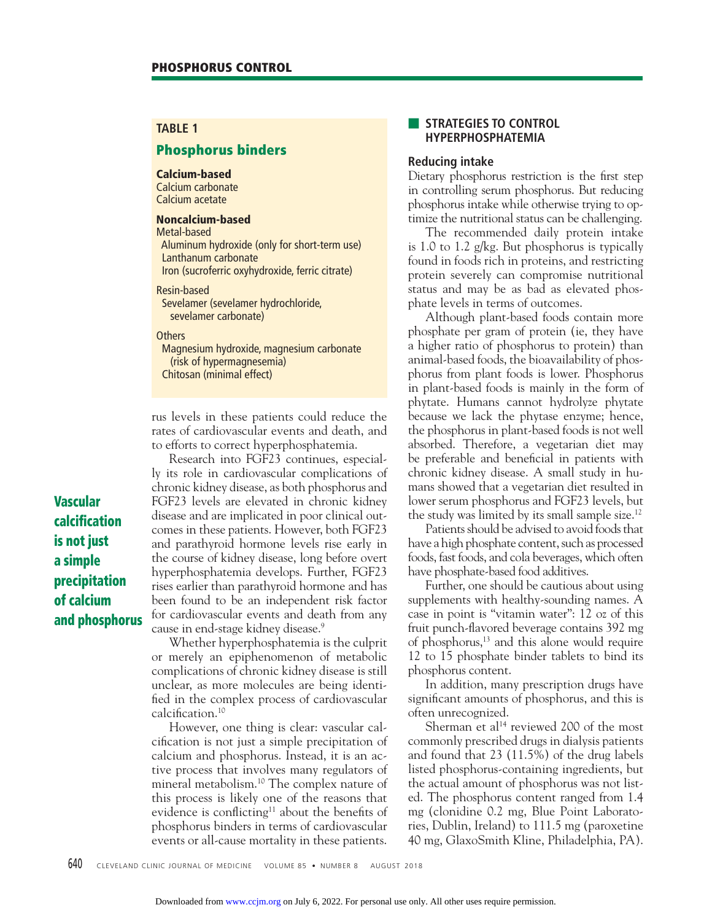**TABLE 1**

**Phosphorus binders**

**Calcium-based**
- Calcium carbonate
- Calcium acetate

**Noncalcium-based**

Metal-based
- Aluminum hydroxide (only for short-term use)
- Lanthanum carbonate
- Iron (sucroferric oxyhydroxide, ferric citrate)

Resin-based
- Sevelamer (sevelamer hydrochloride, sevelamer carbonate)

Others
- Magnesium hydroxide, magnesium carbonate (risk of hypermagnesemia)
- Chitosan (minimal effect)

rus levels in these patients could reduce the rates of cardiovascular events and death, and to efforts to correct hyperphosphatemia.

Research into FGF23 continues, especially its role in cardiovascular complications of chronic kidney disease, as both phosphorus and FGF23 levels are elevated in chronic kidney disease and are implicated in poor clinical outcomes in these patients. However, both FGF23 and parathyroid hormone levels rise early in the course of kidney disease, long before overt hyperphosphatemia develops. Further, FGF23 rises earlier than parathyroid hormone and has been found to be an independent risk factor for cardiovascular events and death from any cause in end-stage kidney disease.[9]

Whether hyperphosphatemia is the culprit or merely an epiphenomenon of metabolic complications of chronic kidney disease is still unclear, as more molecules are being identified in the complex process of cardiovascular calcification.[10]

However, one thing is clear: vascular calcification is not just a simple precipitation of calcium and phosphorus. Instead, it is an active process that involves many regulators of mineral metabolism.[10] The complex nature of this process is likely one of the reasons that evidence is conflicting[11] about the benefits of phosphorus binders in terms of cardiovascular events or all-cause mortality in these patients.

**Vascular calcification is not just a simple precipitation of calcium and phosphorus**

## STRATEGIES TO CONTROL HYPERPHOSPHATEMIA

### Reducing intake

Dietary phosphorus restriction is the first step in controlling serum phosphorus. But reducing phosphorus intake while otherwise trying to optimize the nutritional status can be challenging.

The recommended daily protein intake is 1.0 to 1.2 g/kg. But phosphorus is typically found in foods rich in proteins, and restricting protein severely can compromise nutritional status and may be as bad as elevated phosphate levels in terms of outcomes.

Although plant-based foods contain more phosphate per gram of protein (ie, they have a higher ratio of phosphorus to protein) than animal-based foods, the bioavailability of phosphorus from plant foods is lower. Phosphorus in plant-based foods is mainly in the form of phytate. Humans cannot hydrolyze phytate because we lack the phytase enzyme; hence, the phosphorus in plant-based foods is not well absorbed. Therefore, a vegetarian diet may be preferable and beneficial in patients with chronic kidney disease. A small study in humans showed that a vegetarian diet resulted in lower serum phosphorus and FGF23 levels, but the study was limited by its small sample size.[12]

Patients should be advised to avoid foods that have a high phosphate content, such as processed foods, fast foods, and cola beverages, which often have phosphate-based food additives.

Further, one should be cautious about using supplements with healthy-sounding names. A case in point is "vitamin water": 12 oz of this fruit punch-flavored beverage contains 392 mg of phosphorus,[13] and this alone would require 12 to 15 phosphate binder tablets to bind its phosphorus content.

In addition, many prescription drugs have significant amounts of phosphorus, and this is often unrecognized.

Sherman et al[14] reviewed 200 of the most commonly prescribed drugs in dialysis patients and found that 23 (11.5%) of the drug labels listed phosphorus-containing ingredients, but the actual amount of phosphorus was not listed. The phosphorus content ranged from 1.4 mg (clonidine 0.2 mg, Blue Point Laboratories, Dublin, Ireland) to 111.5 mg (paroxetine 40 mg, GlaxoSmith Kline, Philadelphia, PA).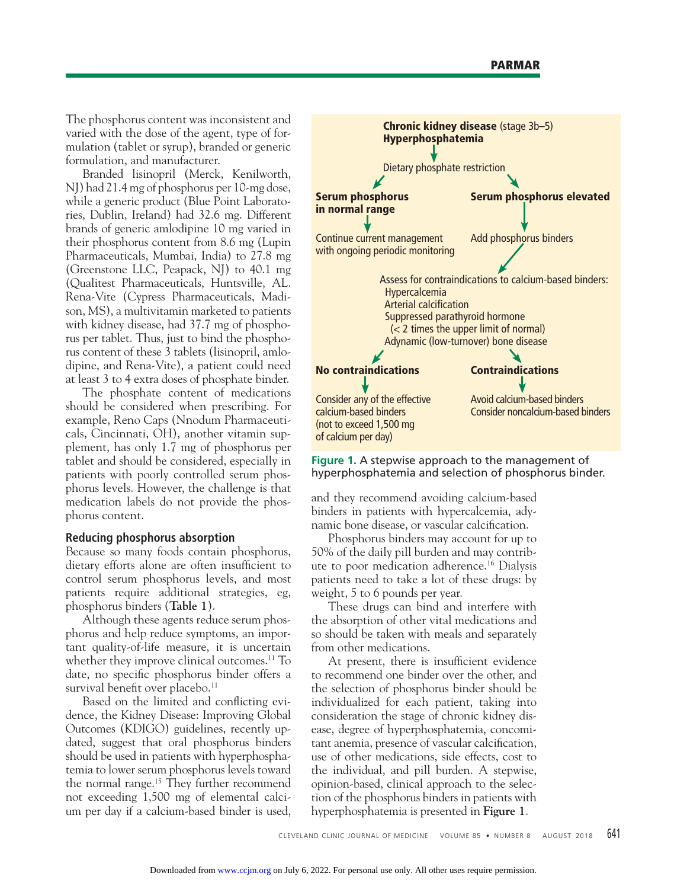The phosphorus content was inconsistent and varied with the dose of the agent, type of formulation (tablet or syrup), branded or generic formulation, and manufacturer.

Branded lisinopril (Merck, Kenilworth, NJ) had 21.4 mg of phosphorus per 10-mg dose, while a generic product (Blue Point Laboratories, Dublin, Ireland) had 32.6 mg. Different brands of generic amlodipine 10 mg varied in their phosphorus content from 8.6 mg (Lupin Pharmaceuticals, Mumbai, India) to 27.8 mg (Greenstone LLC, Peapack, NJ) to 40.1 mg (Qualitest Pharmaceuticals, Huntsville, AL. Rena-Vite (Cypress Pharmaceuticals, Madison, MS), a multivitamin marketed to patients with kidney disease, had 37.7 mg of phosphorus per tablet. Thus, just to bind the phosphorus content of these 3 tablets (lisinopril, amlodipine, and Rena-Vite), a patient could need at least 3 to 4 extra doses of phosphate binder.

The phosphate content of medications should be considered when prescribing. For example, Reno Caps (Nnodum Pharmaceuticals, Cincinnati, OH), another vitamin supplement, has only 1.7 mg of phosphorus per tablet and should be considered, especially in patients with poorly controlled serum phosphorus levels. However, the challenge is that medication labels do not provide the phosphorus content.

### Reducing phosphorus absorption

Because so many foods contain phosphorus, dietary efforts alone are often insufficient to control serum phosphorus levels, and most patients require additional strategies, eg, phosphorus binders (**Table 1**).

Although these agents reduce serum phosphorus and help reduce symptoms, an important quality-of-life measure, it is uncertain whether they improve clinical outcomes.[11] To date, no specific phosphorus binder offers a survival benefit over placebo.[11]

Based on the limited and conflicting evidence, the Kidney Disease: Improving Global Outcomes (KDIGO) guidelines, recently updated, suggest that oral phosphorus binders should be used in patients with hyperphosphatemia to lower serum phosphorus levels toward the normal range.[15] They further recommend not exceeding 1,500 mg of elemental calcium per day if a calcium-based binder is used, and they recommend avoiding calcium-based binders in patients with hypercalcemia, adynamic bone disease, or vascular calcification.

Phosphorus binders may account for up to 50% of the daily pill burden and may contribute to poor medication adherence.[16] Dialysis patients need to take a lot of these drugs: by weight, 5 to 6 pounds per year.

These drugs can bind and interfere with the absorption of other vital medications and so should be taken with meals and separately from other medications.

At present, there is insufficient evidence to recommend one binder over the other, and the selection of phosphorus binder should be individualized for each patient, taking into consideration the stage of chronic kidney disease, degree of hyperphosphatemia, concomitant anemia, presence of vascular calcification, use of other medications, side effects, cost to the individual, and pill burden. A stepwise, opinion-based, clinical approach to the selection of the phosphorus binders in patients with hyperphosphatemia is presented in **Figure 1**.

**Chronic kidney disease** (stage 3b–5)
**Hyperphosphatemia**

↓

Dietary phosphate restriction

- **Serum phosphorus in normal range** → Continue current management with ongoing periodic monitoring
- **Serum phosphorus elevated** → Add phosphorus binders → Assess for contraindications to calcium-based binders:
  - Hypercalcemia
  - Arterial calcification
  - Suppressed parathyroid hormone (< 2 times the upper limit of normal)
  - Adynamic (low-turnover) bone disease

    - **No contraindications** → Consider any of the effective calcium-based binders (not to exceed 1,500 mg of calcium per day)
    - **Contraindications** → Avoid calcium-based binders; Consider noncalcium-based binders

**Figure 1.** A stepwise approach to the management of hyperphosphatemia and selection of phosphorus binder.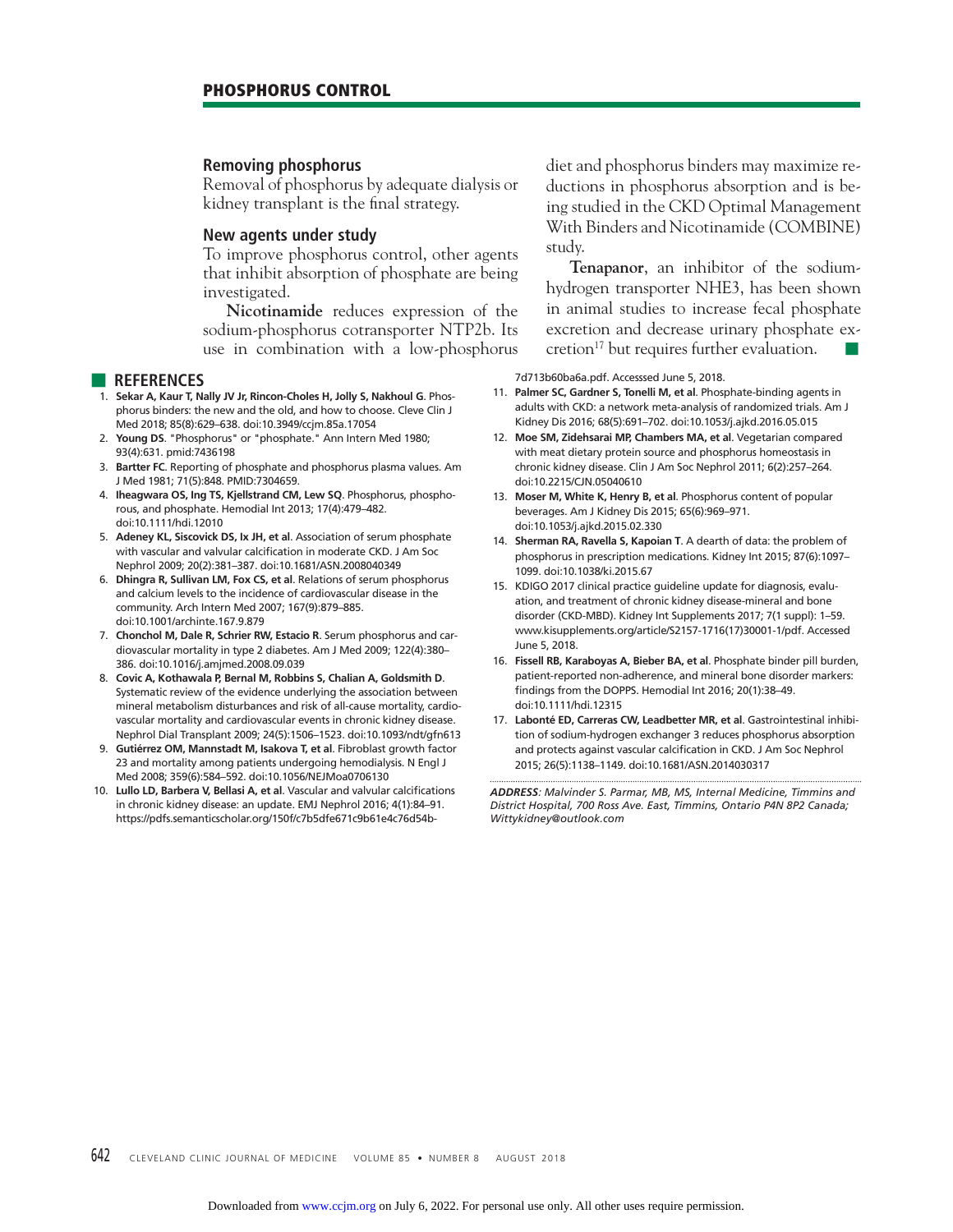### Removing phosphorus

Removal of phosphorus by adequate dialysis or kidney transplant is the final strategy.

### New agents under study

To improve phosphorus control, other agents that inhibit absorption of phosphate are being investigated.

**Nicotinamide** reduces expression of the sodium-phosphorus cotransporter NTP2b. Its use in combination with a low-phosphorus diet and phosphorus binders may maximize reductions in phosphorus absorption and is being studied in the CKD Optimal Management With Binders and Nicotinamide (COMBINE) study.

**Tenapanor**, an inhibitor of the sodium-hydrogen transporter NHE3, has been shown in animal studies to increase fecal phosphate excretion and decrease urinary phosphate excretion[17] but requires further evaluation. ■

## REFERENCES

1. **Sekar A, Kaur T, Nally JV Jr, Rincon-Choles H, Jolly S, Nakhoul G**. Phosphorus binders: the new and the old, and how to choose. Cleve Clin J Med 2018; 85(8):629–638. doi:10.3949/ccjm.85a.17054
2. **Young DS**. "Phosphorus" or "phosphate." Ann Intern Med 1980; 93(4):631. pmid:7436198
3. **Bartter FC**. Reporting of phosphate and phosphorus plasma values. Am J Med 1981; 71(5):848. PMID:7304659.
4. **Iheagwara OS, Ing TS, Kjellstrand CM, Lew SQ**. Phosphorus, phosphorous, and phosphate. Hemodial Int 2013; 17(4):479–482. doi:10.1111/hdi.12010
5. **Adeney KL, Siscovick DS, Ix JH, et al**. Association of serum phosphate with vascular and valvular calcification in moderate CKD. J Am Soc Nephrol 2009; 20(2):381–387. doi:10.1681/ASN.2008040349
6. **Dhingra R, Sullivan LM, Fox CS, et al**. Relations of serum phosphorus and calcium levels to the incidence of cardiovascular disease in the community. Arch Intern Med 2007; 167(9):879–885. doi:10.1001/archinte.167.9.879
7. **Chonchol M, Dale R, Schrier RW, Estacio R**. Serum phosphorus and cardiovascular mortality in type 2 diabetes. Am J Med 2009; 122(4):380–386. doi:10.1016/j.amjmed.2008.09.039
8. **Covic A, Kothawala P, Bernal M, Robbins S, Chalian A, Goldsmith D**. Systematic review of the evidence underlying the association between mineral metabolism disturbances and risk of all-cause mortality, cardiovascular mortality and cardiovascular events in chronic kidney disease. Nephrol Dial Transplant 2009; 24(5):1506–1523. doi:10.1093/ndt/gfn613
9. **Gutiérrez OM, Mannstadt M, Isakova T, et al**. Fibroblast growth factor 23 and mortality among patients undergoing hemodialysis. N Engl J Med 2008; 359(6):584–592. doi:10.1056/NEJMoa0706130
10. **Lullo LD, Barbera V, Bellasi A, et al**. Vascular and valvular calcifications in chronic kidney disease: an update. EMJ Nephrol 2016; 4(1):84–91. https://pdfs.semanticscholar.org/150f/c7b5dfe671c9b61e4c76d54b-7d713b60ba6a.pdf. Accesssed June 5, 2018.
11. **Palmer SC, Gardner S, Tonelli M, et al**. Phosphate-binding agents in adults with CKD: a network meta-analysis of randomized trials. Am J Kidney Dis 2016; 68(5):691–702. doi:10.1053/j.ajkd.2016.05.015
12. **Moe SM, Zidehsarai MP, Chambers MA, et al**. Vegetarian compared with meat dietary protein source and phosphorus homeostasis in chronic kidney disease. Clin J Am Soc Nephrol 2011; 6(2):257–264. doi:10.2215/CJN.05040610
13. **Moser M, White K, Henry B, et al**. Phosphorus content of popular beverages. Am J Kidney Dis 2015; 65(6):969–971. doi:10.1053/j.ajkd.2015.02.330
14. **Sherman RA, Ravella S, Kapoian T**. A dearth of data: the problem of phosphorus in prescription medications. Kidney Int 2015; 87(6):1097–1099. doi:10.1038/ki.2015.67
15. KDIGO 2017 clinical practice guideline update for diagnosis, evaluation, and treatment of chronic kidney disease-mineral and bone disorder (CKD-MBD). Kidney Int Supplements 2017; 7(1 suppl): 1–59. www.kisupplements.org/article/S2157-1716(17)30001-1/pdf. Accessed June 5, 2018.
16. **Fissell RB, Karaboyas A, Bieber BA, et al**. Phosphate binder pill burden, patient-reported non-adherence, and mineral bone disorder markers: findings from the DOPPS. Hemodial Int 2016; 20(1):38–49. doi:10.1111/hdi.12315
17. **Labonté ED, Carreras CW, Leadbetter MR, et al**. Gastrointestinal inhibition of sodium-hydrogen exchanger 3 reduces phosphorus absorption and protects against vascular calcification in CKD. J Am Soc Nephrol 2015; 26(5):1138–1149. doi:10.1681/ASN.2014030317

***ADDRESS**: Malvinder S. Parmar, MB, MS, Internal Medicine, Timmins and District Hospital, 700 Ross Ave. East, Timmins, Ontario P4N 8P2 Canada; Wittykidney@outlook.com*